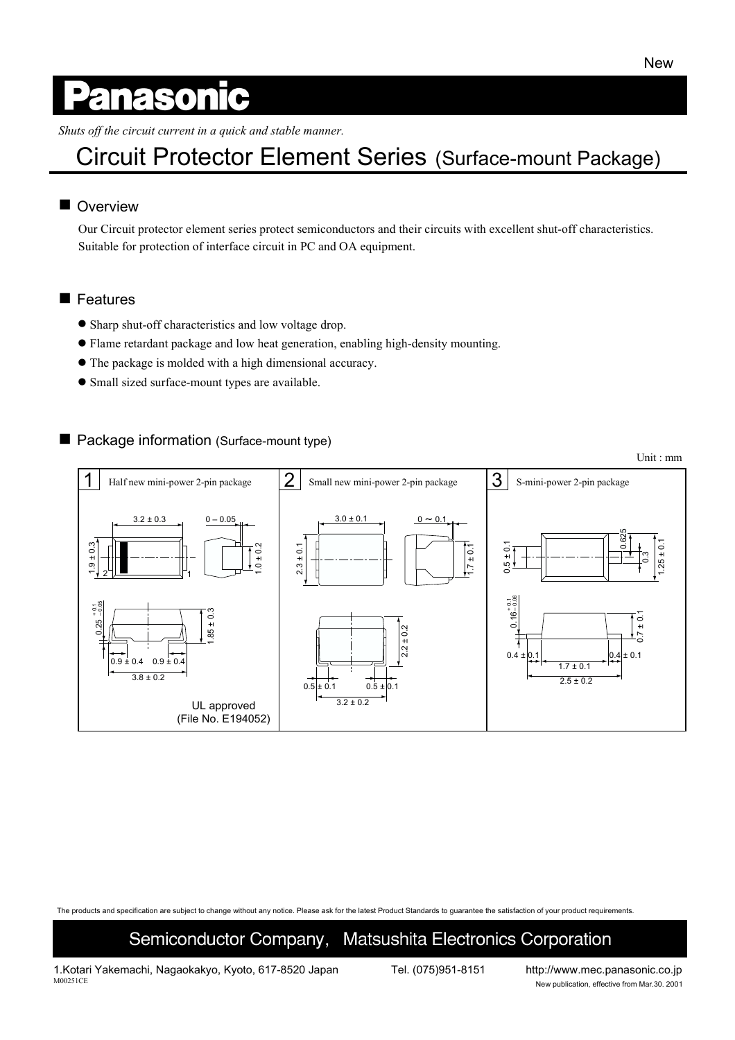New

# Panasonic

*Shuts off the circuit current in a quick and stable manner.*

# Circuit Protector Element Series (Surface-mount Package)

## ■ Overview

Our Circuit protector element series protect semiconductors and their circuits with excellent shut-off characteristics. Suitable for protection of interface circuit in PC and OA equipment.

## ■ Features

- Sharp shut-off characteristics and low voltage drop.
- Flame retardant package and low heat generation, enabling high-density mounting.
- The package is molded with a high dimensional accuracy.
- Small sized surface-mount types are available.

## ■ Package information (Surface-mount type)

Unit : mm

**1** Half new mini-power 2-pin package

3.2 ± 0.3, 0 – 0.05, 1.9 ± 0.3, 1.0 ± 0.2, 2, 1, $0.25^{+0.1}_{-0.05}$, 1.85 ± 0.3, 0.9 ± 0.4, 0.9 ± 0.4, 3.8 ± 0.2

UL approved
(File No. E194052)

**2** Small new mini-power 2-pin package

3.0 ± 0.1, 0 ~ 0.1, 2.3 ± 0.1, 1.7 ± 0.1, 2.2 ± 0.2, 0.5 ± 0.1, 0.5 ± 0.1, 3.2 ± 0.2

**3** S-mini-power 2-pin package

0.5 ± 0.1, 0.625, 0.3, 1.25 ± 0.1, $0.16^{+0.1}_{-0.06}$, 0.7 ± 0.1, 0.4 ± 0.1, 0.4 ± 0.1, 1.7 ± 0.1, 2.5 ± 0.2

The products and specification are subject to change without any notice. Please ask for the latest Product Standards to guarantee the satisfaction of your product requirements.

Semiconductor Company, Matsushita Electronics Corporation

1.Kotari Yakemachi, Nagaokakyo, Kyoto, 617-8520 Japan Tel. (075)951-8151 http://www.mec.panasonic.co.jp

M00251CE

New publication, effective from Mar.30. 2001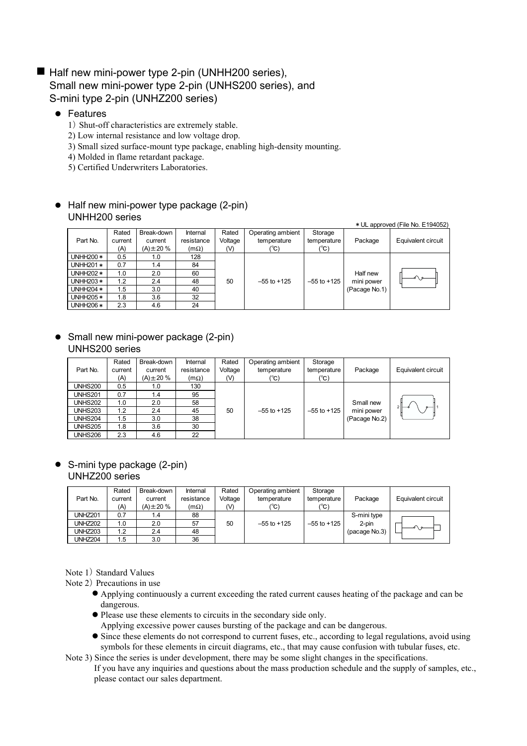■ Half new mini-power type 2-pin (UNHH200 series), Small new mini-power type 2-pin (UNHS200 series), and S-mini type 2-pin (UNHZ200 series)

- Features
  1) Shut-off characteristics are extremely stable.
  2) Low internal resistance and low voltage drop.
  3) Small sized surface-mount type package, enabling high-density mounting.
  4) Molded in flame retardant package.
  5) Certified Underwriters Laboratories.

- Half new mini-power type package (2-pin)
  UNHH200 series

∗UL approved (File No. E194052)

| Part No. | Rated current (A) | Break-down current (A)±20 % | Internal resistance (mΩ) | Rated Voltage (V) | Operating ambient temperature (℃) | Storage temperature (℃) | Package | Equivalent circuit |
|---|---|---|---|---|---|---|---|---|
| UNHH200∗ | 0.5 | 1.0 | 128 | 50 | –55 to +125 | –55 to +125 | Half new mini power (Pacage No.1) | |
| UNHH201∗ | 0.7 | 1.4 | 84 | | | | | |
| UNHH202∗ | 1.0 | 2.0 | 60 | | | | | |
| UNHH203∗ | 1.2 | 2.4 | 48 | | | | | |
| UNHH204∗ | 1.5 | 3.0 | 40 | | | | | |
| UNHH205∗ | 1.8 | 3.6 | 32 | | | | | |
| UNHH206∗ | 2.3 | 4.6 | 24 | | | | | |

- Small new mini-power package (2-pin)
  UNHS200 series

| Part No. | Rated current (A) | Break-down current (A)±20 % | Internal resistance (mΩ) | Rated Voltage (V) | Operating ambient temperature (℃) | Storage temperature (℃) | Package | Equivalent circuit |
|---|---|---|---|---|---|---|---|---|
| UNHS200 | 0.5 | 1.0 | 130 | 50 | –55 to +125 | –55 to +125 | Small new mini power (Pacage No.2) | 2 1 |
| UNHS201 | 0.7 | 1.4 | 95 | | | | | |
| UNHS202 | 1.0 | 2.0 | 58 | | | | | |
| UNHS203 | 1.2 | 2.4 | 45 | | | | | |
| UNHS204 | 1.5 | 3.0 | 38 | | | | | |
| UNHS205 | 1.8 | 3.6 | 30 | | | | | |
| UNHS206 | 2.3 | 4.6 | 22 | | | | | |

- S-mini type package (2-pin)
  UNHZ200 series

| Part No. | Rated current (A) | Break-down current (A)±20 % | Internal resistance (mΩ) | Rated Voltage (V) | Operating ambient temperature (℃) | Storage temperature (℃) | Package | Equivalent circuit |
|---|---|---|---|---|---|---|---|---|
| UNHZ201 | 0.7 | 1.4 | 88 | 50 | –55 to +125 | –55 to +125 | S-mini type 2-pin (pacage No.3) | |
| UNHZ202 | 1.0 | 2.0 | 57 | | | | | |
| UNHZ203 | 1.2 | 2.4 | 48 | | | | | |
| UNHZ204 | 1.5 | 3.0 | 36 | | | | | |

Note 1) Standard Values

Note 2) Precautions in use

- Applying continuously a current exceeding the rated current causes heating of the package and can be dangerous.
- Please use these elements to circuits in the secondary side only.
  Applying excessive power causes bursting of the package and can be dangerous.
- Since these elements do not correspond to current fuses, etc., according to legal regulations, avoid using symbols for these elements in circuit diagrams, etc., that may cause confusion with tubular fuses, etc.

Note 3) Since the series is under development, there may be some slight changes in the specifications.
If you have any inquiries and questions about the mass production schedule and the supply of samples, etc., please contact our sales department.